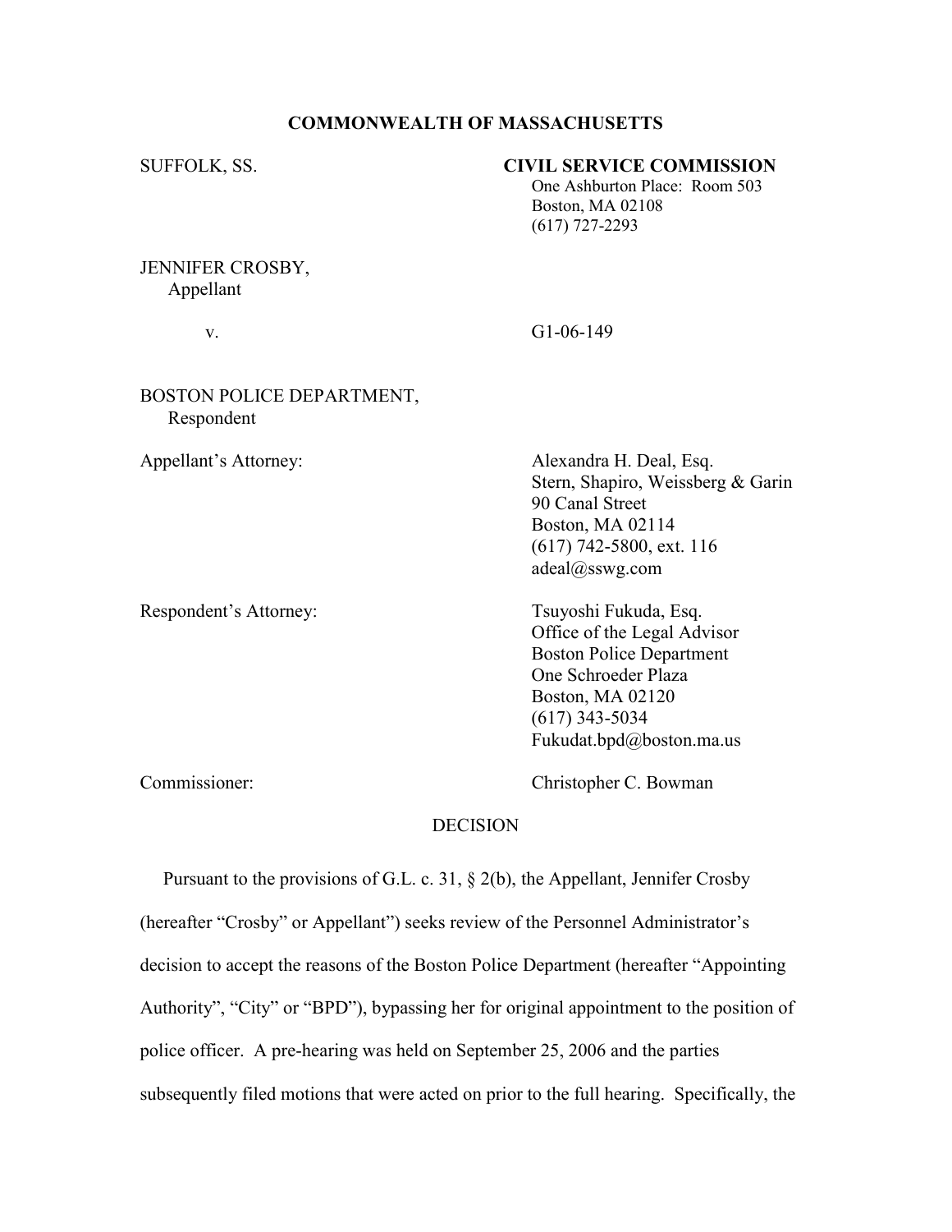**COMMONWEALTH OF MASSACHUSETTS**

SUFFOLK, SS.

**CIVIL SERVICE COMMISSION**
One Ashburton Place: Room 503
Boston, MA 02108
(617) 727-2293

JENNIFER CROSBY,
Appellant

v. G1-06-149

BOSTON POLICE DEPARTMENT,
Respondent

Appellant's Attorney:
Alexandra H. Deal, Esq.
Stern, Shapiro, Weissberg & Garin
90 Canal Street
Boston, MA 02114
(617) 742-5800, ext. 116
adeal@sswg.com

Respondent's Attorney:
Tsuyoshi Fukuda, Esq.
Office of the Legal Advisor
Boston Police Department
One Schroeder Plaza
Boston, MA 02120
(617) 343-5034
Fukudat.bpd@boston.ma.us

Commissioner: Christopher C. Bowman

DECISION

Pursuant to the provisions of G.L. c. 31, § 2(b), the Appellant, Jennifer Crosby (hereafter "Crosby" or Appellant") seeks review of the Personnel Administrator's decision to accept the reasons of the Boston Police Department (hereafter "Appointing Authority", "City" or "BPD"), bypassing her for original appointment to the position of police officer. A pre-hearing was held on September 25, 2006 and the parties subsequently filed motions that were acted on prior to the full hearing. Specifically, the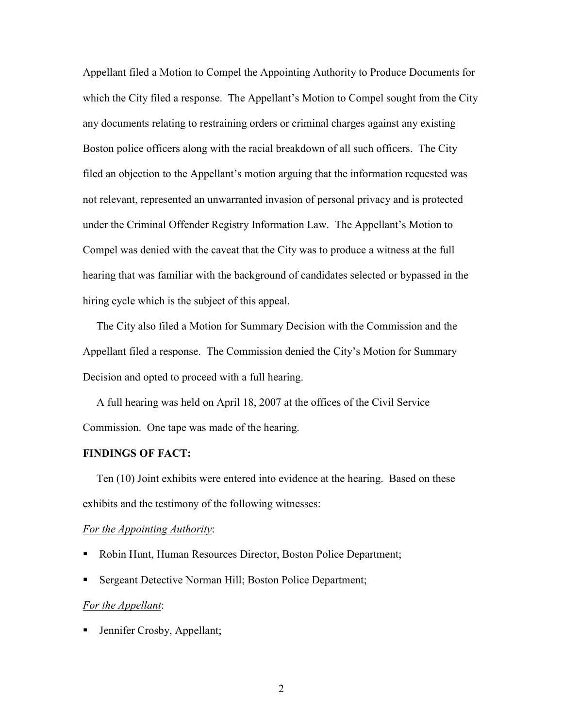Appellant filed a Motion to Compel the Appointing Authority to Produce Documents for which the City filed a response. The Appellant's Motion to Compel sought from the City any documents relating to restraining orders or criminal charges against any existing Boston police officers along with the racial breakdown of all such officers. The City filed an objection to the Appellant's motion arguing that the information requested was not relevant, represented an unwarranted invasion of personal privacy and is protected under the Criminal Offender Registry Information Law. The Appellant's Motion to Compel was denied with the caveat that the City was to produce a witness at the full hearing that was familiar with the background of candidates selected or bypassed in the hiring cycle which is the subject of this appeal.

The City also filed a Motion for Summary Decision with the Commission and the Appellant filed a response. The Commission denied the City's Motion for Summary Decision and opted to proceed with a full hearing.

A full hearing was held on April 18, 2007 at the offices of the Civil Service Commission. One tape was made of the hearing.

**FINDINGS OF FACT:**

Ten (10) Joint exhibits were entered into evidence at the hearing. Based on these exhibits and the testimony of the following witnesses:

*For the Appointing Authority*:

- Robin Hunt, Human Resources Director, Boston Police Department;
- Sergeant Detective Norman Hill; Boston Police Department;

*For the Appellant*:

- Jennifer Crosby, Appellant;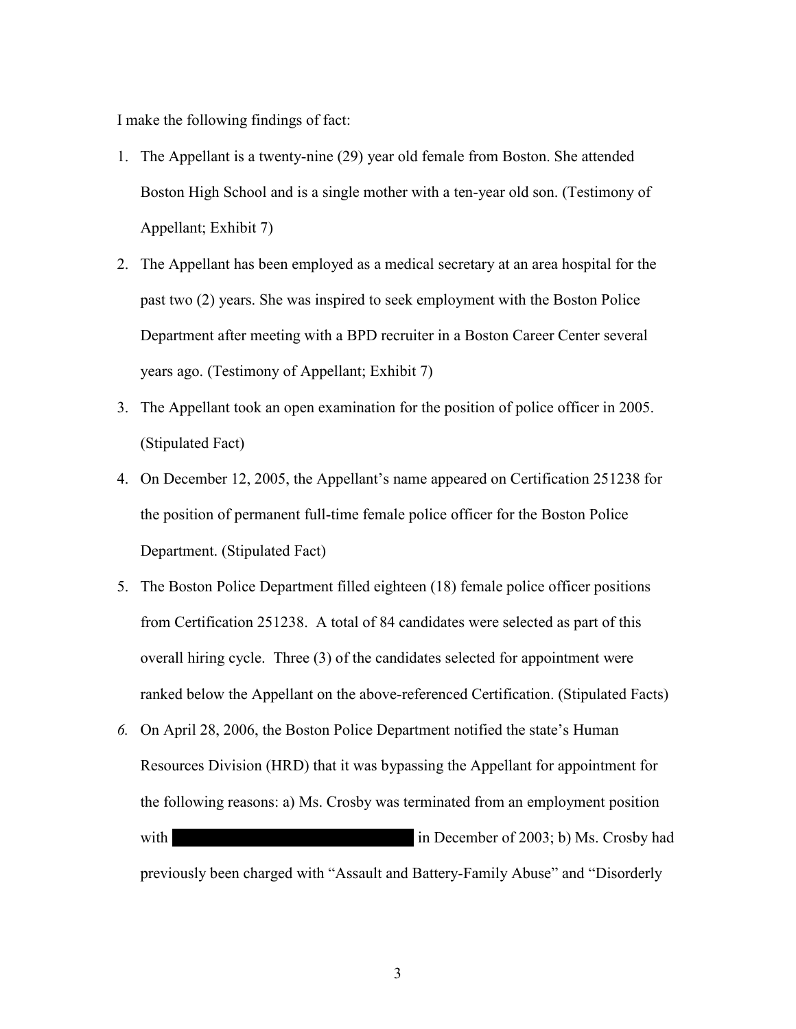I make the following findings of fact:

1. The Appellant is a twenty-nine (29) year old female from Boston. She attended Boston High School and is a single mother with a ten-year old son. (Testimony of Appellant; Exhibit 7)
2. The Appellant has been employed as a medical secretary at an area hospital for the past two (2) years. She was inspired to seek employment with the Boston Police Department after meeting with a BPD recruiter in a Boston Career Center several years ago. (Testimony of Appellant; Exhibit 7)
3. The Appellant took an open examination for the position of police officer in 2005. (Stipulated Fact)
4. On December 12, 2005, the Appellant's name appeared on Certification 251238 for the position of permanent full-time female police officer for the Boston Police Department. (Stipulated Fact)
5. The Boston Police Department filled eighteen (18) female police officer positions from Certification 251238. A total of 84 candidates were selected as part of this overall hiring cycle. Three (3) of the candidates selected for appointment were ranked below the Appellant on the above-referenced Certification. (Stipulated Facts)
6. On April 28, 2006, the Boston Police Department notified the state's Human Resources Division (HRD) that it was bypassing the Appellant for appointment for the following reasons: a) Ms. Crosby was terminated from an employment position with [REDACTED] in December of 2003; b) Ms. Crosby had previously been charged with "Assault and Battery-Family Abuse" and "Disorderly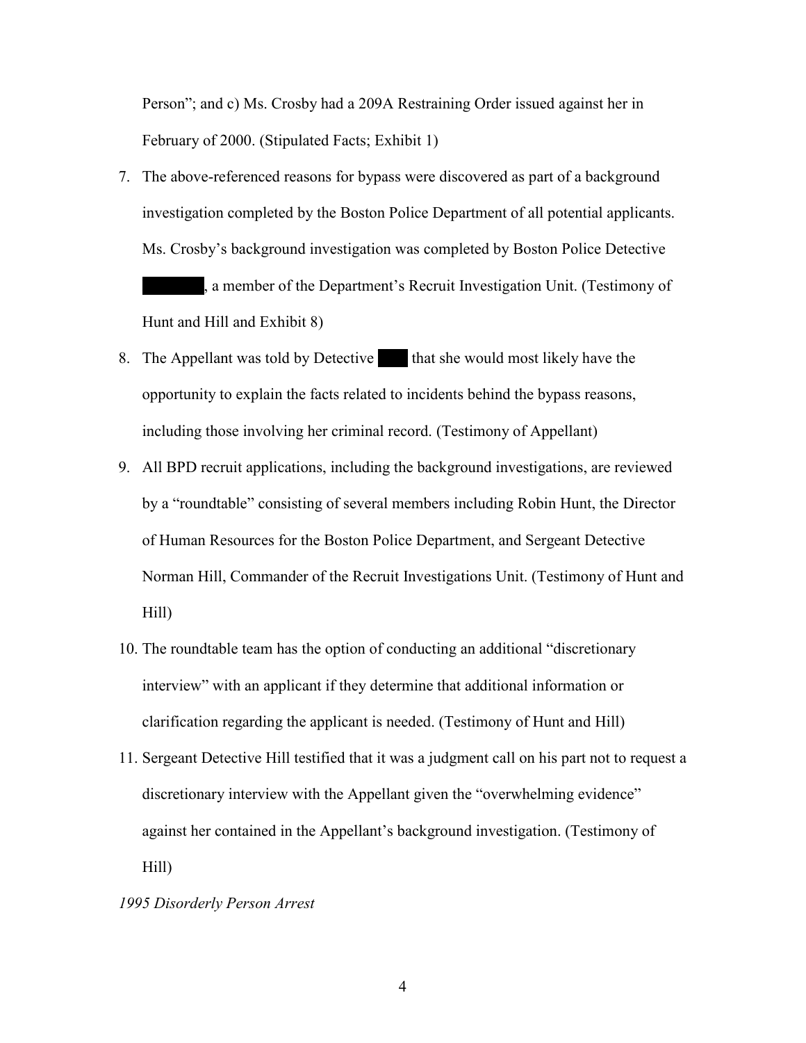Person"; and c) Ms. Crosby had a 209A Restraining Order issued against her in February of 2000. (Stipulated Facts; Exhibit 1)

7. The above-referenced reasons for bypass were discovered as part of a background investigation completed by the Boston Police Department of all potential applicants. Ms. Crosby's background investigation was completed by Boston Police Detective ██████, a member of the Department's Recruit Investigation Unit. (Testimony of Hunt and Hill and Exhibit 8)
8. The Appellant was told by Detective ████ that she would most likely have the opportunity to explain the facts related to incidents behind the bypass reasons, including those involving her criminal record. (Testimony of Appellant)
9. All BPD recruit applications, including the background investigations, are reviewed by a "roundtable" consisting of several members including Robin Hunt, the Director of Human Resources for the Boston Police Department, and Sergeant Detective Norman Hill, Commander of the Recruit Investigations Unit. (Testimony of Hunt and Hill)
10. The roundtable team has the option of conducting an additional "discretionary interview" with an applicant if they determine that additional information or clarification regarding the applicant is needed. (Testimony of Hunt and Hill)
11. Sergeant Detective Hill testified that it was a judgment call on his part not to request a discretionary interview with the Appellant given the "overwhelming evidence" against her contained in the Appellant's background investigation. (Testimony of Hill)

*1995 Disorderly Person Arrest*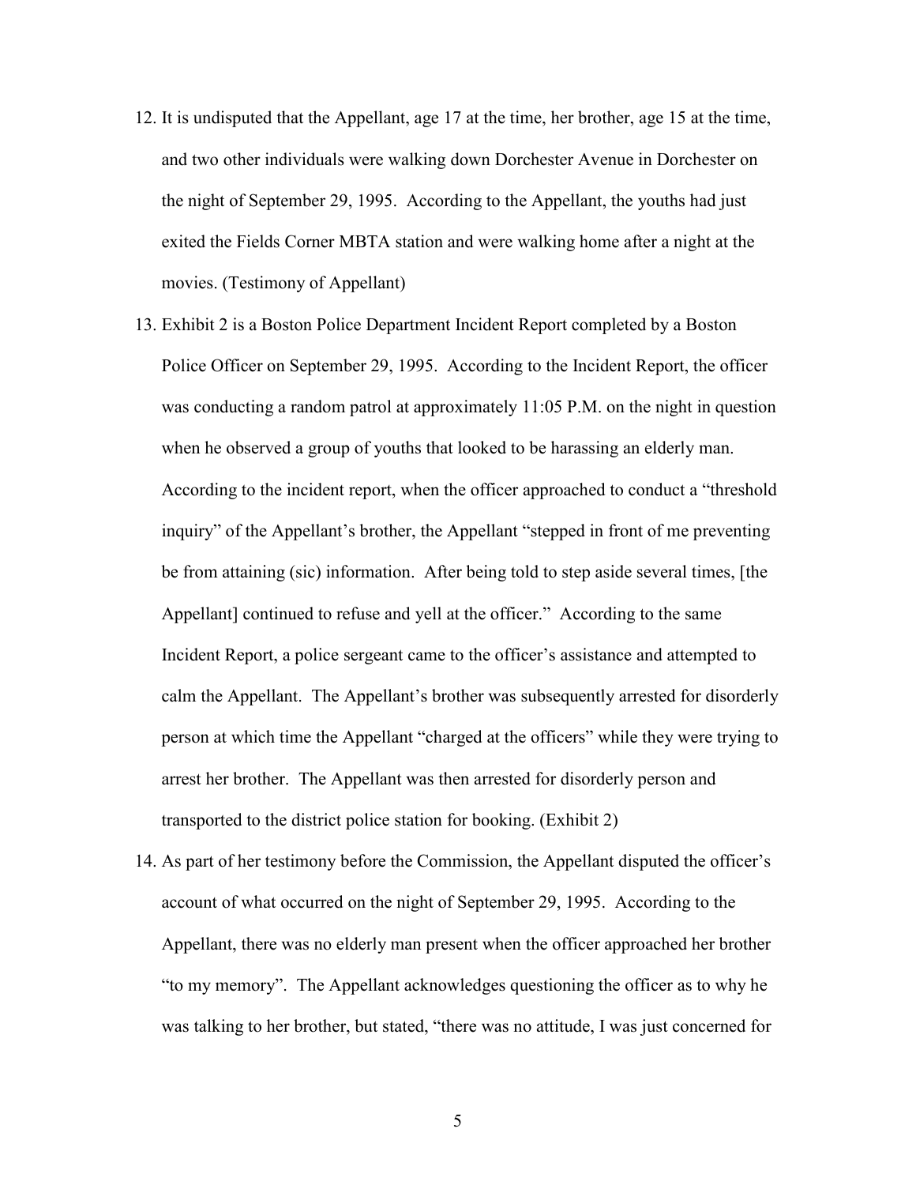12. It is undisputed that the Appellant, age 17 at the time, her brother, age 15 at the time, and two other individuals were walking down Dorchester Avenue in Dorchester on the night of September 29, 1995. According to the Appellant, the youths had just exited the Fields Corner MBTA station and were walking home after a night at the movies. (Testimony of Appellant)
13. Exhibit 2 is a Boston Police Department Incident Report completed by a Boston Police Officer on September 29, 1995. According to the Incident Report, the officer was conducting a random patrol at approximately 11:05 P.M. on the night in question when he observed a group of youths that looked to be harassing an elderly man. According to the incident report, when the officer approached to conduct a "threshold inquiry" of the Appellant's brother, the Appellant "stepped in front of me preventing be from attaining (sic) information. After being told to step aside several times, [the Appellant] continued to refuse and yell at the officer." According to the same Incident Report, a police sergeant came to the officer's assistance and attempted to calm the Appellant. The Appellant's brother was subsequently arrested for disorderly person at which time the Appellant "charged at the officers" while they were trying to arrest her brother. The Appellant was then arrested for disorderly person and transported to the district police station for booking. (Exhibit 2)
14. As part of her testimony before the Commission, the Appellant disputed the officer's account of what occurred on the night of September 29, 1995. According to the Appellant, there was no elderly man present when the officer approached her brother "to my memory". The Appellant acknowledges questioning the officer as to why he was talking to her brother, but stated, "there was no attitude, I was just concerned for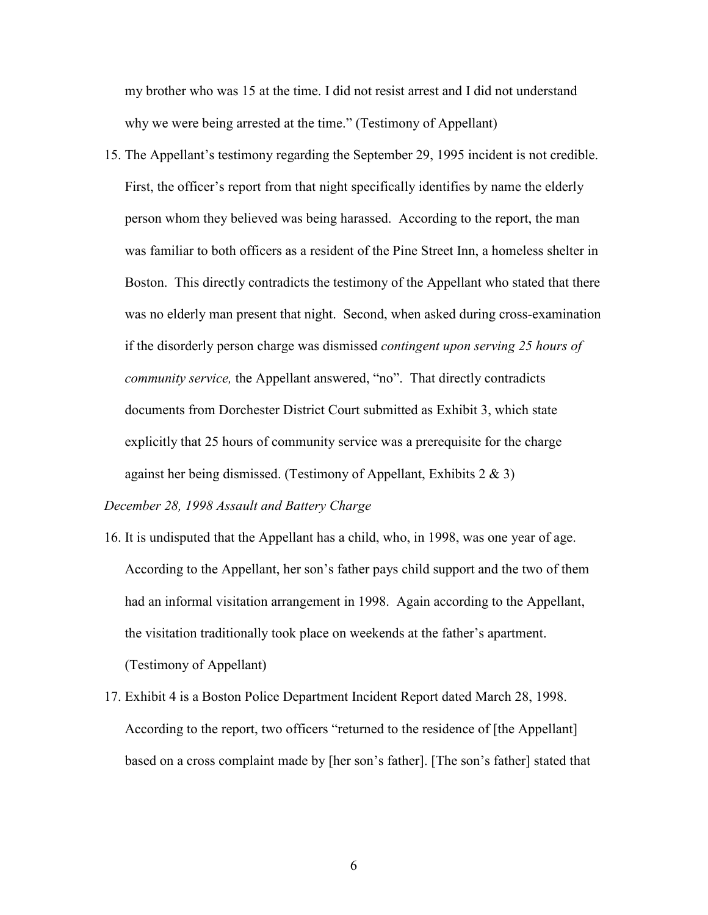my brother who was 15 at the time. I did not resist arrest and I did not understand why we were being arrested at the time." (Testimony of Appellant)

15. The Appellant's testimony regarding the September 29, 1995 incident is not credible. First, the officer's report from that night specifically identifies by name the elderly person whom they believed was being harassed. According to the report, the man was familiar to both officers as a resident of the Pine Street Inn, a homeless shelter in Boston. This directly contradicts the testimony of the Appellant who stated that there was no elderly man present that night. Second, when asked during cross-examination if the disorderly person charge was dismissed *contingent upon serving 25 hours of community service,* the Appellant answered, "no". That directly contradicts documents from Dorchester District Court submitted as Exhibit 3, which state explicitly that 25 hours of community service was a prerequisite for the charge against her being dismissed. (Testimony of Appellant, Exhibits 2 & 3)

*December 28, 1998 Assault and Battery Charge*

16. It is undisputed that the Appellant has a child, who, in 1998, was one year of age. According to the Appellant, her son's father pays child support and the two of them had an informal visitation arrangement in 1998. Again according to the Appellant, the visitation traditionally took place on weekends at the father's apartment. (Testimony of Appellant)

17. Exhibit 4 is a Boston Police Department Incident Report dated March 28, 1998. According to the report, two officers "returned to the residence of [the Appellant] based on a cross complaint made by [her son's father]. [The son's father] stated that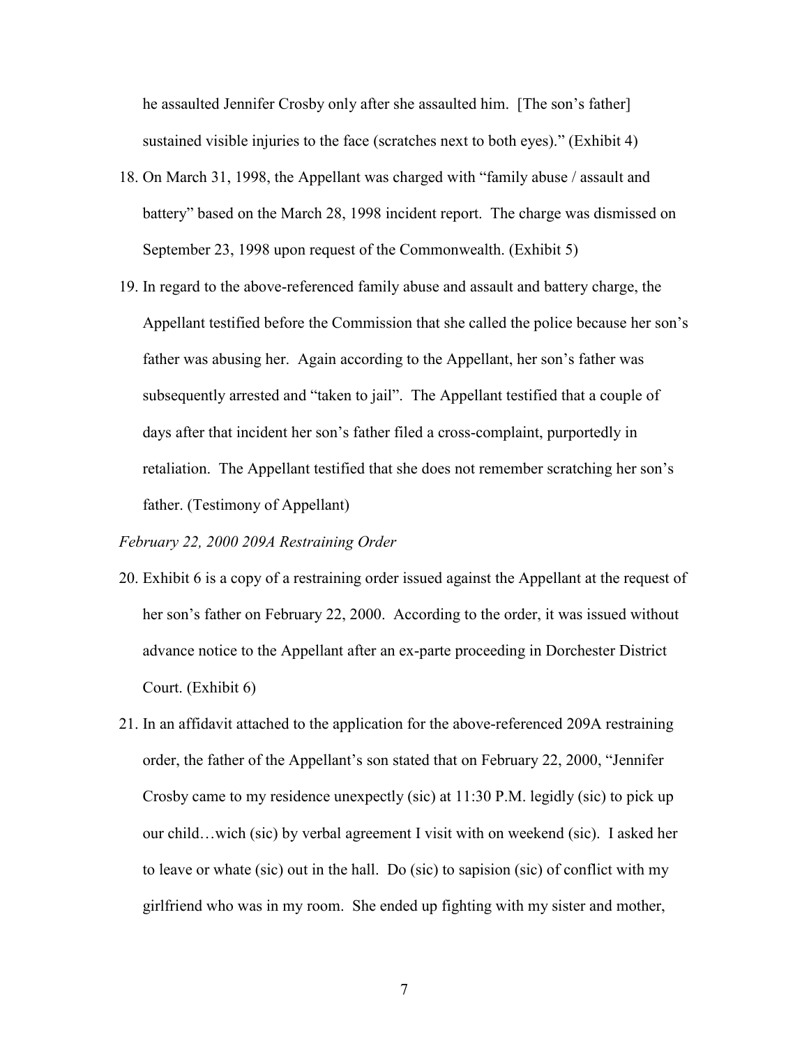he assaulted Jennifer Crosby only after she assaulted him. [The son's father] sustained visible injuries to the face (scratches next to both eyes)." (Exhibit 4)

18. On March 31, 1998, the Appellant was charged with "family abuse / assault and battery" based on the March 28, 1998 incident report. The charge was dismissed on September 23, 1998 upon request of the Commonwealth. (Exhibit 5)

19. In regard to the above-referenced family abuse and assault and battery charge, the Appellant testified before the Commission that she called the police because her son's father was abusing her. Again according to the Appellant, her son's father was subsequently arrested and "taken to jail". The Appellant testified that a couple of days after that incident her son's father filed a cross-complaint, purportedly in retaliation. The Appellant testified that she does not remember scratching her son's father. (Testimony of Appellant)

*February 22, 2000 209A Restraining Order*

20. Exhibit 6 is a copy of a restraining order issued against the Appellant at the request of her son's father on February 22, 2000. According to the order, it was issued without advance notice to the Appellant after an ex-parte proceeding in Dorchester District Court. (Exhibit 6)

21. In an affidavit attached to the application for the above-referenced 209A restraining order, the father of the Appellant's son stated that on February 22, 2000, "Jennifer Crosby came to my residence unexpectly (sic) at 11:30 P.M. legidly (sic) to pick up our child…wich (sic) by verbal agreement I visit with on weekend (sic). I asked her to leave or whate (sic) out in the hall. Do (sic) to sapision (sic) of conflict with my girlfriend who was in my room. She ended up fighting with my sister and mother,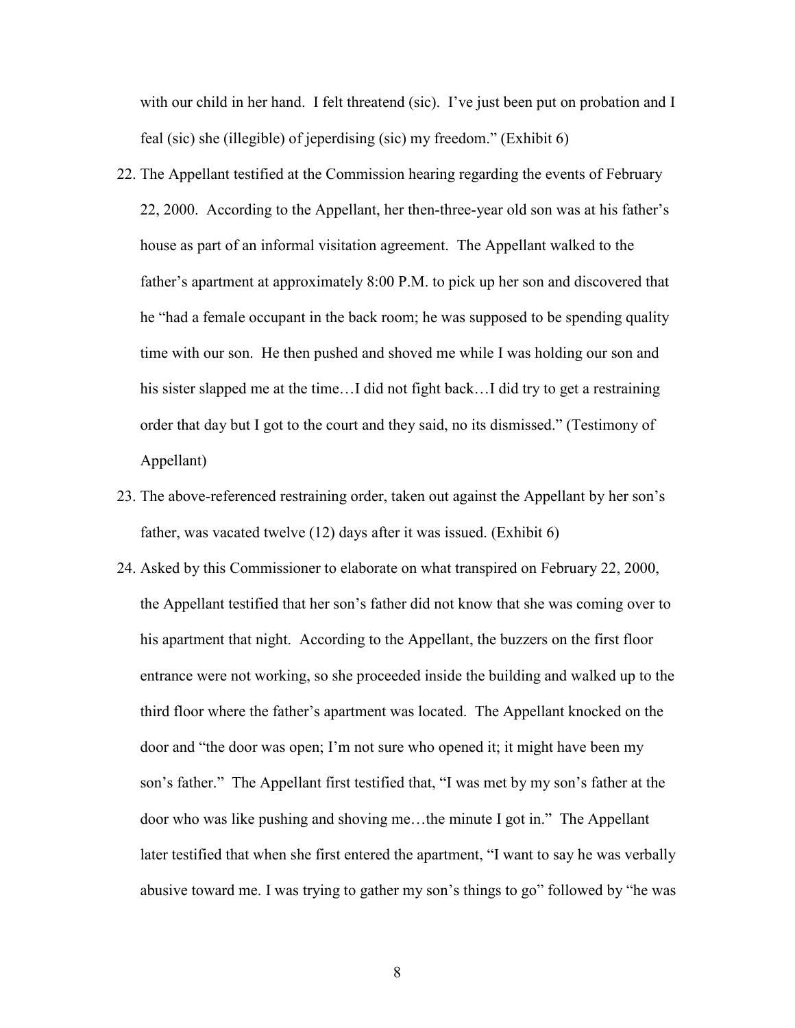with our child in her hand. I felt threatend (sic). I've just been put on probation and I feal (sic) she (illegible) of jeperdising (sic) my freedom." (Exhibit 6)

22. The Appellant testified at the Commission hearing regarding the events of February 22, 2000. According to the Appellant, her then-three-year old son was at his father's house as part of an informal visitation agreement. The Appellant walked to the father's apartment at approximately 8:00 P.M. to pick up her son and discovered that he "had a female occupant in the back room; he was supposed to be spending quality time with our son. He then pushed and shoved me while I was holding our son and his sister slapped me at the time…I did not fight back…I did try to get a restraining order that day but I got to the court and they said, no its dismissed." (Testimony of Appellant)

23. The above-referenced restraining order, taken out against the Appellant by her son's father, was vacated twelve (12) days after it was issued. (Exhibit 6)

24. Asked by this Commissioner to elaborate on what transpired on February 22, 2000, the Appellant testified that her son's father did not know that she was coming over to his apartment that night. According to the Appellant, the buzzers on the first floor entrance were not working, so she proceeded inside the building and walked up to the third floor where the father's apartment was located. The Appellant knocked on the door and "the door was open; I'm not sure who opened it; it might have been my son's father." The Appellant first testified that, "I was met by my son's father at the door who was like pushing and shoving me…the minute I got in." The Appellant later testified that when she first entered the apartment, "I want to say he was verbally abusive toward me. I was trying to gather my son's things to go" followed by "he was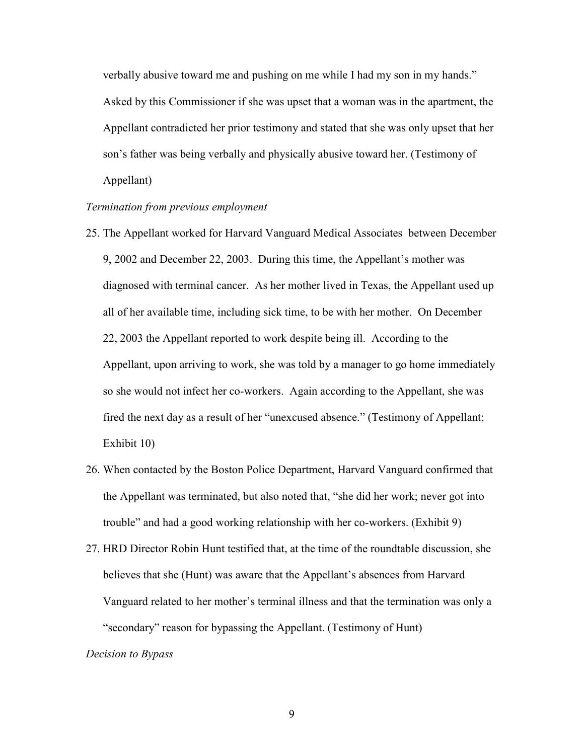verbally abusive toward me and pushing on me while I had my son in my hands." Asked by this Commissioner if she was upset that a woman was in the apartment, the Appellant contradicted her prior testimony and stated that she was only upset that her son's father was being verbally and physically abusive toward her. (Testimony of Appellant)

*Termination from previous employment*

25. The Appellant worked for Harvard Vanguard Medical Associates between December 9, 2002 and December 22, 2003. During this time, the Appellant's mother was diagnosed with terminal cancer. As her mother lived in Texas, the Appellant used up all of her available time, including sick time, to be with her mother. On December 22, 2003 the Appellant reported to work despite being ill. According to the Appellant, upon arriving to work, she was told by a manager to go home immediately so she would not infect her co-workers. Again according to the Appellant, she was fired the next day as a result of her "unexcused absence." (Testimony of Appellant; Exhibit 10)

26. When contacted by the Boston Police Department, Harvard Vanguard confirmed that the Appellant was terminated, but also noted that, "she did her work; never got into trouble" and had a good working relationship with her co-workers. (Exhibit 9)

27. HRD Director Robin Hunt testified that, at the time of the roundtable discussion, she believes that she (Hunt) was aware that the Appellant's absences from Harvard Vanguard related to her mother's terminal illness and that the termination was only a "secondary" reason for bypassing the Appellant. (Testimony of Hunt)

*Decision to Bypass*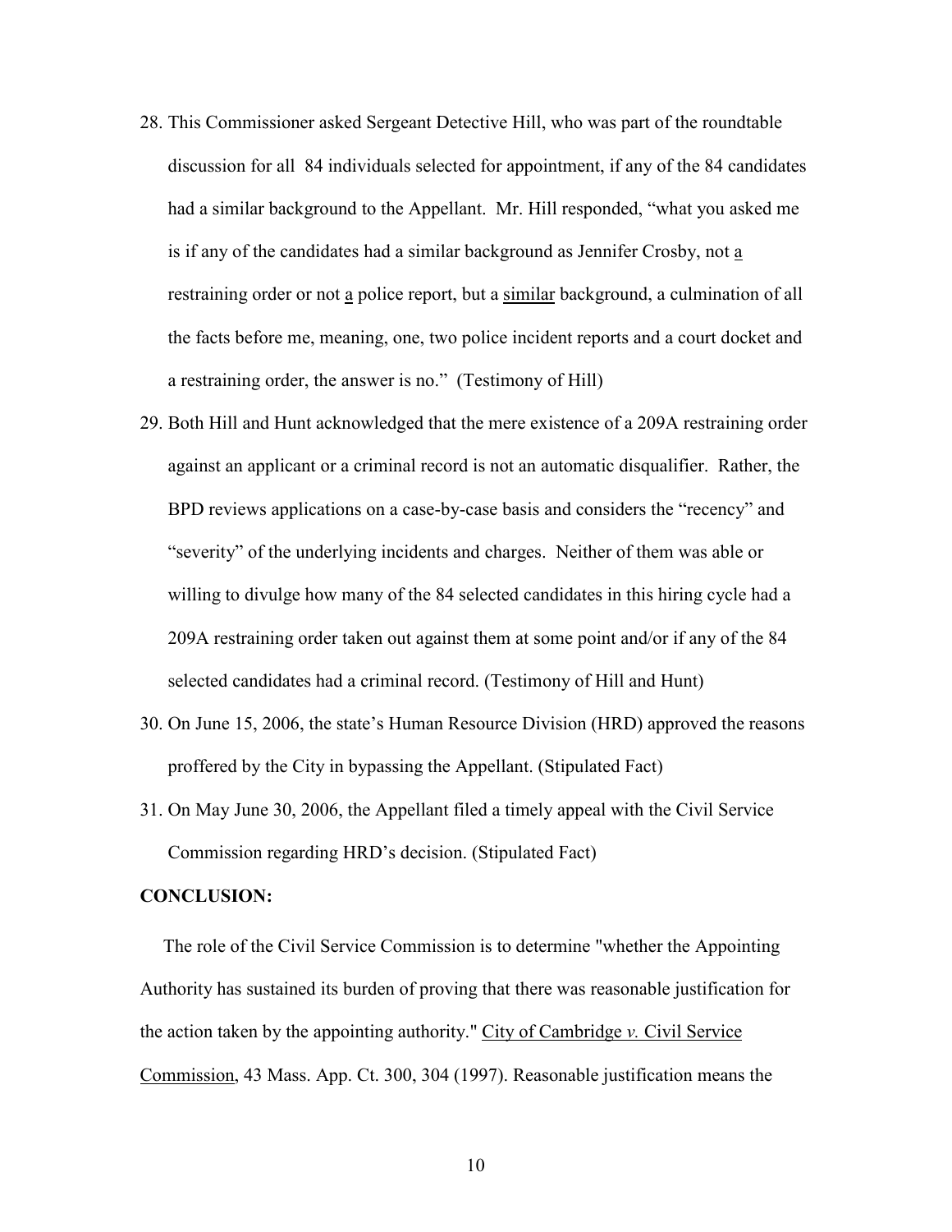28. This Commissioner asked Sergeant Detective Hill, who was part of the roundtable discussion for all 84 individuals selected for appointment, if any of the 84 candidates had a similar background to the Appellant. Mr. Hill responded, "what you asked me is if any of the candidates had a similar background as Jennifer Crosby, not <u>a</u> restraining order or not <u>a</u> police report, but a <u>similar</u> background, a culmination of all the facts before me, meaning, one, two police incident reports and a court docket and a restraining order, the answer is no." (Testimony of Hill)
29. Both Hill and Hunt acknowledged that the mere existence of a 209A restraining order against an applicant or a criminal record is not an automatic disqualifier. Rather, the BPD reviews applications on a case-by-case basis and considers the "recency" and "severity" of the underlying incidents and charges. Neither of them was able or willing to divulge how many of the 84 selected candidates in this hiring cycle had a 209A restraining order taken out against them at some point and/or if any of the 84 selected candidates had a criminal record. (Testimony of Hill and Hunt)
30. On June 15, 2006, the state's Human Resource Division (HRD) approved the reasons proffered by the City in bypassing the Appellant. (Stipulated Fact)
31. On May June 30, 2006, the Appellant filed a timely appeal with the Civil Service Commission regarding HRD's decision. (Stipulated Fact)

**CONCLUSION:**

The role of the Civil Service Commission is to determine "whether the Appointing Authority has sustained its burden of proving that there was reasonable justification for the action taken by the appointing authority." <u>City of Cambridge *v.* Civil Service Commission</u>, 43 Mass. App. Ct. 300, 304 (1997). Reasonable justification means the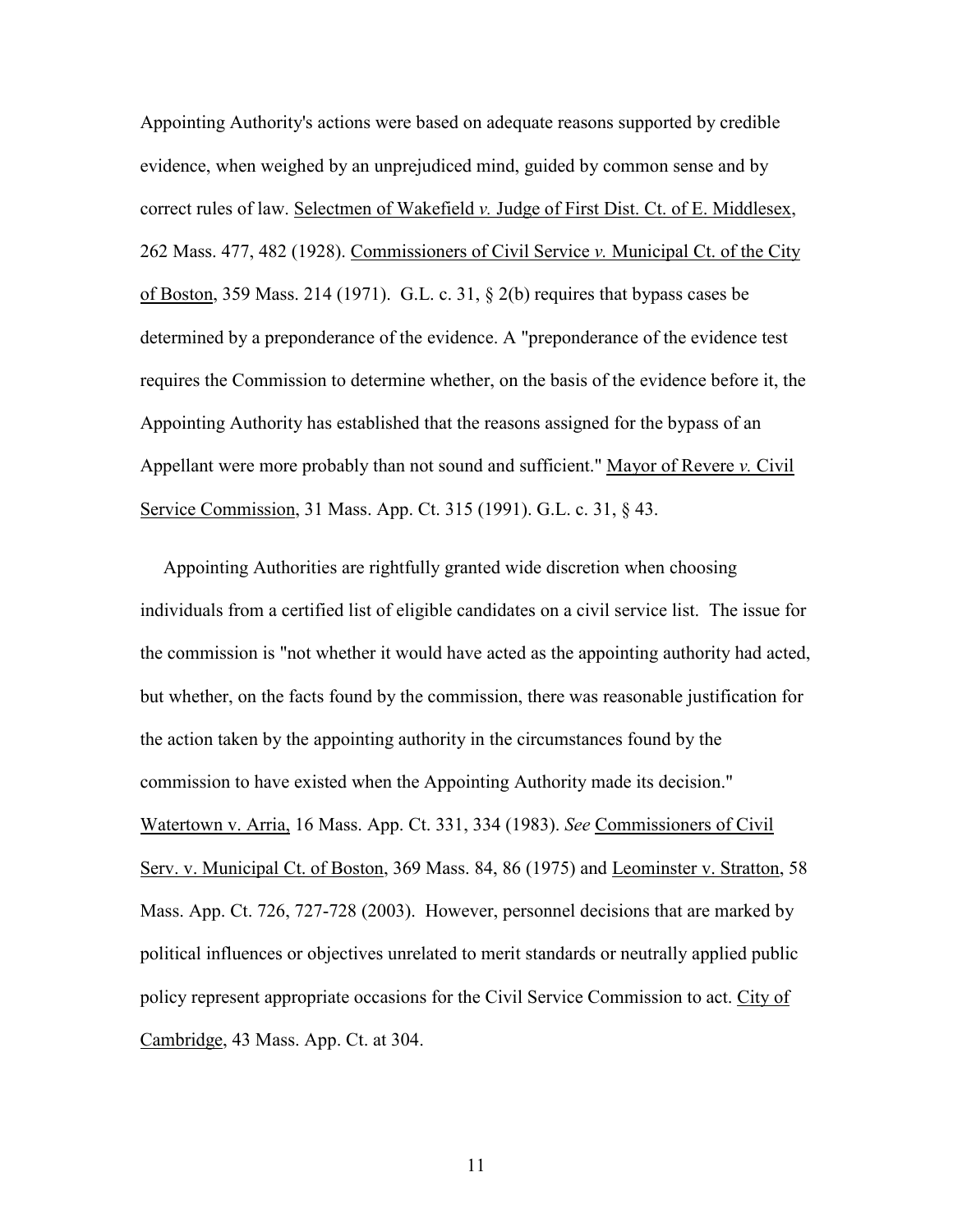Appointing Authority's actions were based on adequate reasons supported by credible evidence, when weighed by an unprejudiced mind, guided by common sense and by correct rules of law. Selectmen of Wakefield *v.* Judge of First Dist. Ct. of E. Middlesex, 262 Mass. 477, 482 (1928). Commissioners of Civil Service *v.* Municipal Ct. of the City of Boston, 359 Mass. 214 (1971). G.L. c. 31, § 2(b) requires that bypass cases be determined by a preponderance of the evidence. A "preponderance of the evidence test requires the Commission to determine whether, on the basis of the evidence before it, the Appointing Authority has established that the reasons assigned for the bypass of an Appellant were more probably than not sound and sufficient." Mayor of Revere *v.* Civil Service Commission, 31 Mass. App. Ct. 315 (1991). G.L. c. 31, § 43.

Appointing Authorities are rightfully granted wide discretion when choosing individuals from a certified list of eligible candidates on a civil service list. The issue for the commission is "not whether it would have acted as the appointing authority had acted, but whether, on the facts found by the commission, there was reasonable justification for the action taken by the appointing authority in the circumstances found by the commission to have existed when the Appointing Authority made its decision." Watertown v. Arria, 16 Mass. App. Ct. 331, 334 (1983). *See* Commissioners of Civil Serv. v. Municipal Ct. of Boston, 369 Mass. 84, 86 (1975) and Leominster v. Stratton, 58 Mass. App. Ct. 726, 727-728 (2003). However, personnel decisions that are marked by political influences or objectives unrelated to merit standards or neutrally applied public policy represent appropriate occasions for the Civil Service Commission to act. City of Cambridge, 43 Mass. App. Ct. at 304.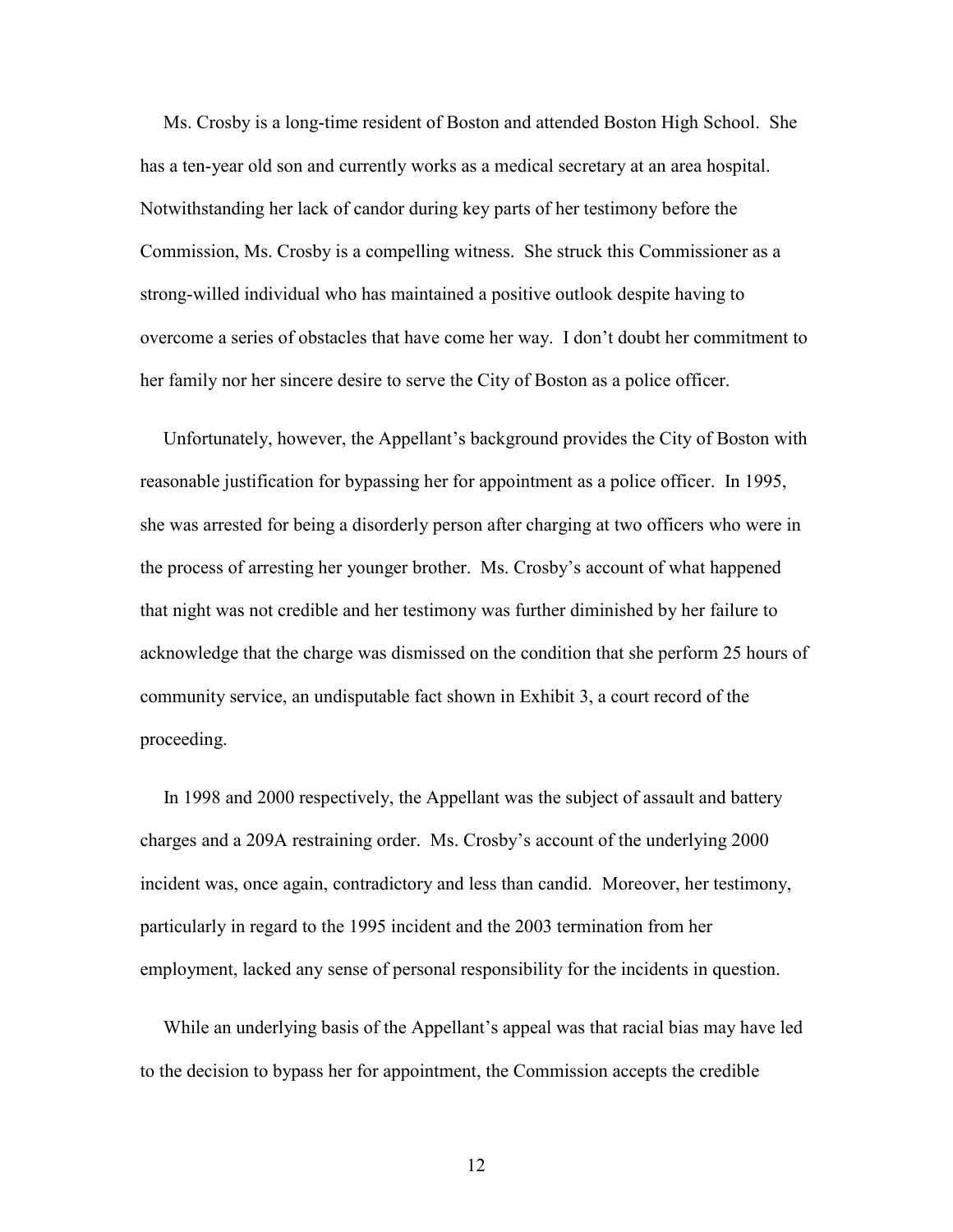Ms. Crosby is a long-time resident of Boston and attended Boston High School. She has a ten-year old son and currently works as a medical secretary at an area hospital. Notwithstanding her lack of candor during key parts of her testimony before the Commission, Ms. Crosby is a compelling witness. She struck this Commissioner as a strong-willed individual who has maintained a positive outlook despite having to overcome a series of obstacles that have come her way. I don't doubt her commitment to her family nor her sincere desire to serve the City of Boston as a police officer.

Unfortunately, however, the Appellant's background provides the City of Boston with reasonable justification for bypassing her for appointment as a police officer. In 1995, she was arrested for being a disorderly person after charging at two officers who were in the process of arresting her younger brother. Ms. Crosby's account of what happened that night was not credible and her testimony was further diminished by her failure to acknowledge that the charge was dismissed on the condition that she perform 25 hours of community service, an undisputable fact shown in Exhibit 3, a court record of the proceeding.

In 1998 and 2000 respectively, the Appellant was the subject of assault and battery charges and a 209A restraining order. Ms. Crosby's account of the underlying 2000 incident was, once again, contradictory and less than candid. Moreover, her testimony, particularly in regard to the 1995 incident and the 2003 termination from her employment, lacked any sense of personal responsibility for the incidents in question.

While an underlying basis of the Appellant's appeal was that racial bias may have led to the decision to bypass her for appointment, the Commission accepts the credible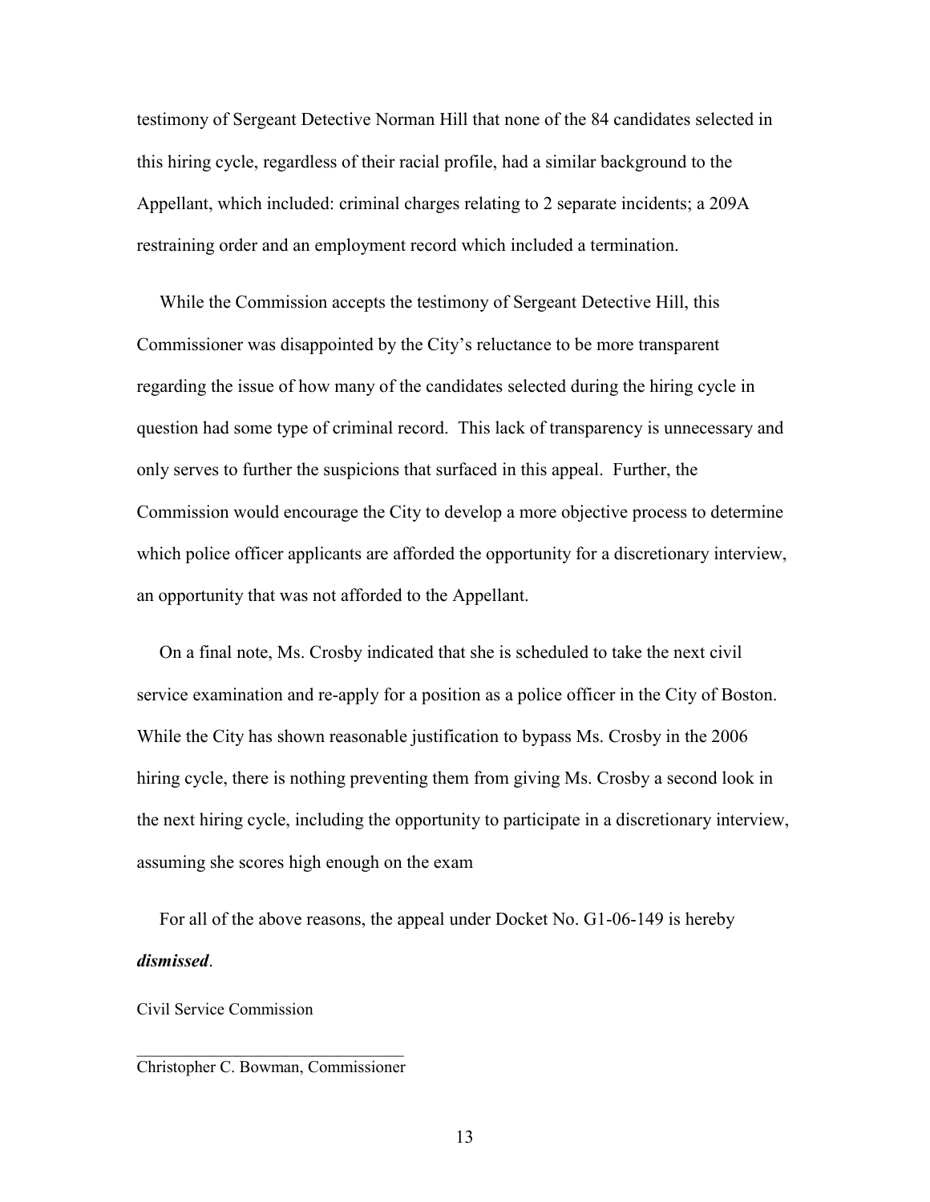testimony of Sergeant Detective Norman Hill that none of the 84 candidates selected in this hiring cycle, regardless of their racial profile, had a similar background to the Appellant, which included: criminal charges relating to 2 separate incidents; a 209A restraining order and an employment record which included a termination.

While the Commission accepts the testimony of Sergeant Detective Hill, this Commissioner was disappointed by the City's reluctance to be more transparent regarding the issue of how many of the candidates selected during the hiring cycle in question had some type of criminal record. This lack of transparency is unnecessary and only serves to further the suspicions that surfaced in this appeal. Further, the Commission would encourage the City to develop a more objective process to determine which police officer applicants are afforded the opportunity for a discretionary interview, an opportunity that was not afforded to the Appellant.

On a final note, Ms. Crosby indicated that she is scheduled to take the next civil service examination and re-apply for a position as a police officer in the City of Boston. While the City has shown reasonable justification to bypass Ms. Crosby in the 2006 hiring cycle, there is nothing preventing them from giving Ms. Crosby a second look in the next hiring cycle, including the opportunity to participate in a discretionary interview, assuming she scores high enough on the exam

For all of the above reasons, the appeal under Docket No. G1-06-149 is hereby ***dismissed***.

Civil Service Commission

\_\_\_\_\_\_\_\_\_\_\_\_\_\_\_\_\_\_\_\_\_\_\_\_\_\_\_\_\_\_\_\_\_
Christopher C. Bowman, Commissioner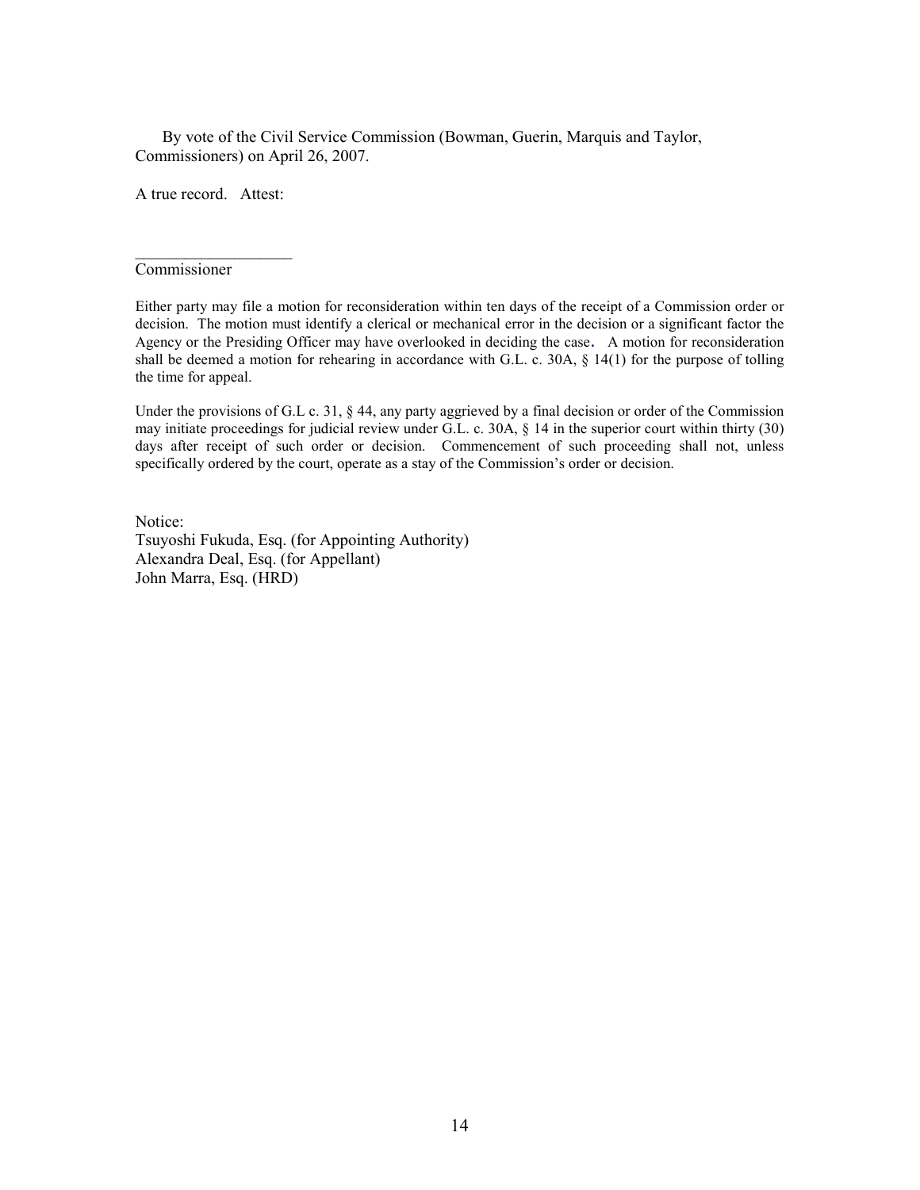By vote of the Civil Service Commission (Bowman, Guerin, Marquis and Taylor, Commissioners) on April 26, 2007.

A true record. Attest:

___________________

Commissioner

Either party may file a motion for reconsideration within ten days of the receipt of a Commission order or decision. The motion must identify a clerical or mechanical error in the decision or a significant factor the Agency or the Presiding Officer may have overlooked in deciding the case. A motion for reconsideration shall be deemed a motion for rehearing in accordance with G.L. c. 30A, § 14(1) for the purpose of tolling the time for appeal.

Under the provisions of G.L c. 31, § 44, any party aggrieved by a final decision or order of the Commission may initiate proceedings for judicial review under G.L. c. 30A, § 14 in the superior court within thirty (30) days after receipt of such order or decision. Commencement of such proceeding shall not, unless specifically ordered by the court, operate as a stay of the Commission's order or decision.

Notice:
Tsuyoshi Fukuda, Esq. (for Appointing Authority)
Alexandra Deal, Esq. (for Appellant)
John Marra, Esq. (HRD)